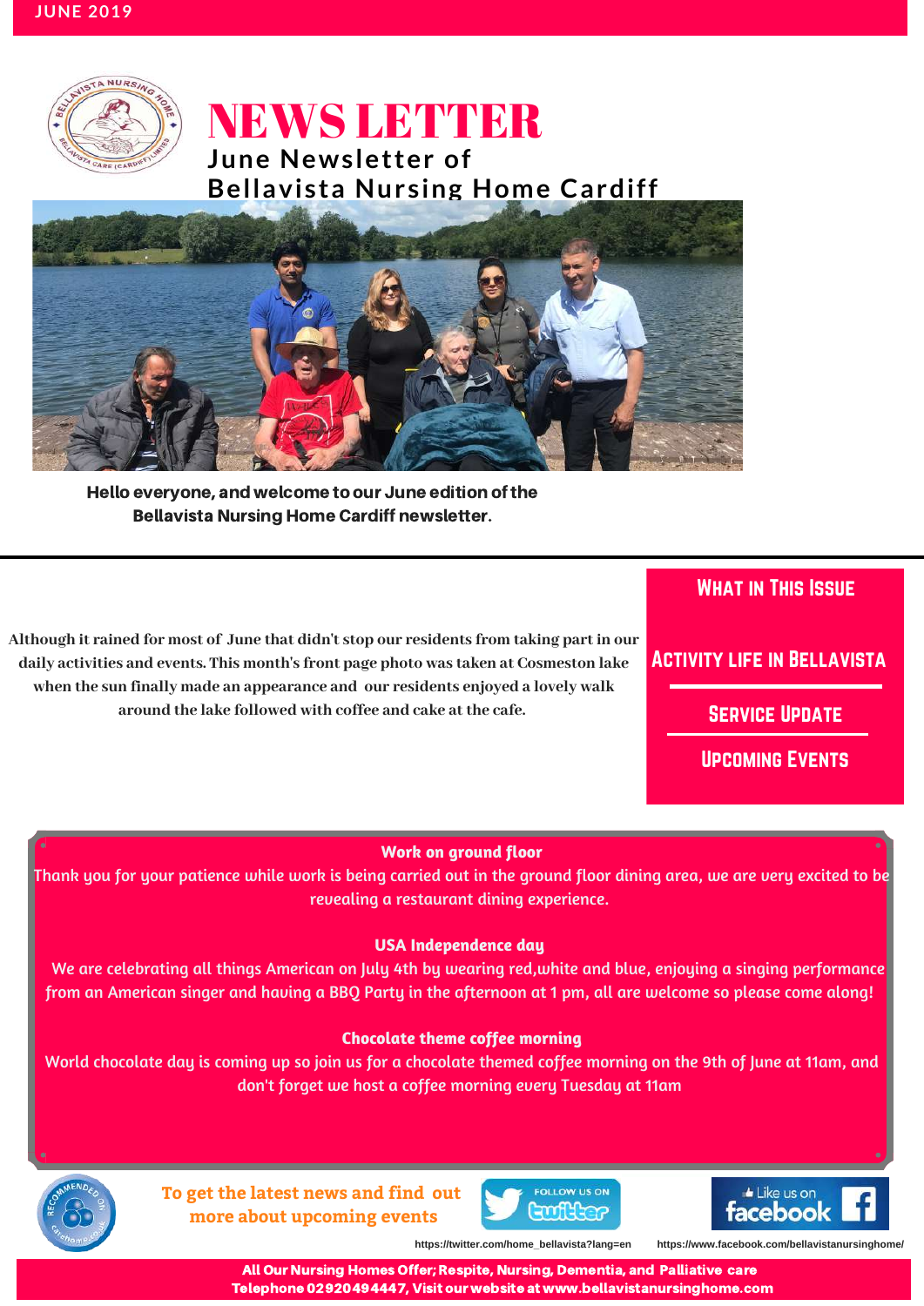JUNE 2019

# NEWS LETTER

## June Newsletter of Bellavista Nursing Home Cardiff

**Hello everyone, and welcome to our June edition of the Bellavista Nursing Home Cardiff newsletter.**

Although it rained for most of June that didn't stop our residents from taking part in our daily activities and events. This month's front page photo was taken at Cosmeston lake when the sun finally made an appearance and our residents enjoyed a lovely walk around the lake followed with coffee and cake at the cafe.

### What in This Issue

- Activity Life in Bellavista
- Service Update
- Upcoming Events

**Work on ground floor**

Thank you for your patience while work is being carried out in the ground floor dining area, we are very excited to be revealing a restaurant dining experience.

**USA Independence day**

We are celebrating all things American on July 4th by wearing red,white and blue, enjoying a singing performance from an American singer and having a BBQ Party in the afternoon at 1 pm, all are welcome so please come along!

**Chocolate theme coffee morning**

World chocolate day is coming up so join us for a chocolate themed coffee morning on the 9th of June at 11am, and don't forget we host a coffee morning every Tuesday at 11am

To get the latest news and find out more about upcoming events

Follow us on Twitter: https://twitter.com/home_bellavista?lang=en

Like us on Facebook: https://www.facebook.com/bellavistanursinghome/

**All Our Nursing Homes Offer; Respite, Nursing, Dementia, and Palliative care**
**Telephone 02920494447, Visit our website at www.bellavistanursinghome.com**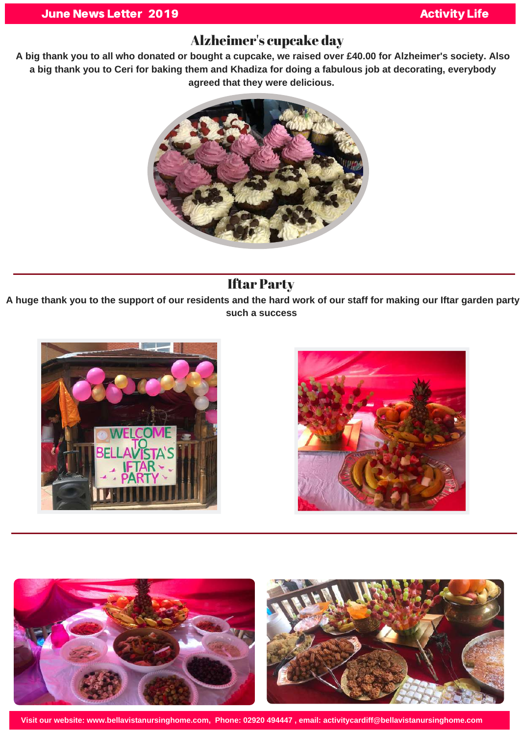## Alzheimer's cupcake day

**A big thank you to all who donated or bought a cupcake, we raised over £40.00 for Alzheimer's society. Also a big thank you to Ceri for baking them and Khadiza for doing a fabulous job at decorating, everybody agreed that they were delicious.**

## Iftar Party

**A huge thank you to the support of our residents and the hard work of our staff for making our Iftar garden party such a success**

**Visit our website: www.bellavistanursinghome.com, Phone: 02920 494447 , email: activitycardiff@bellavistanursinghome.com**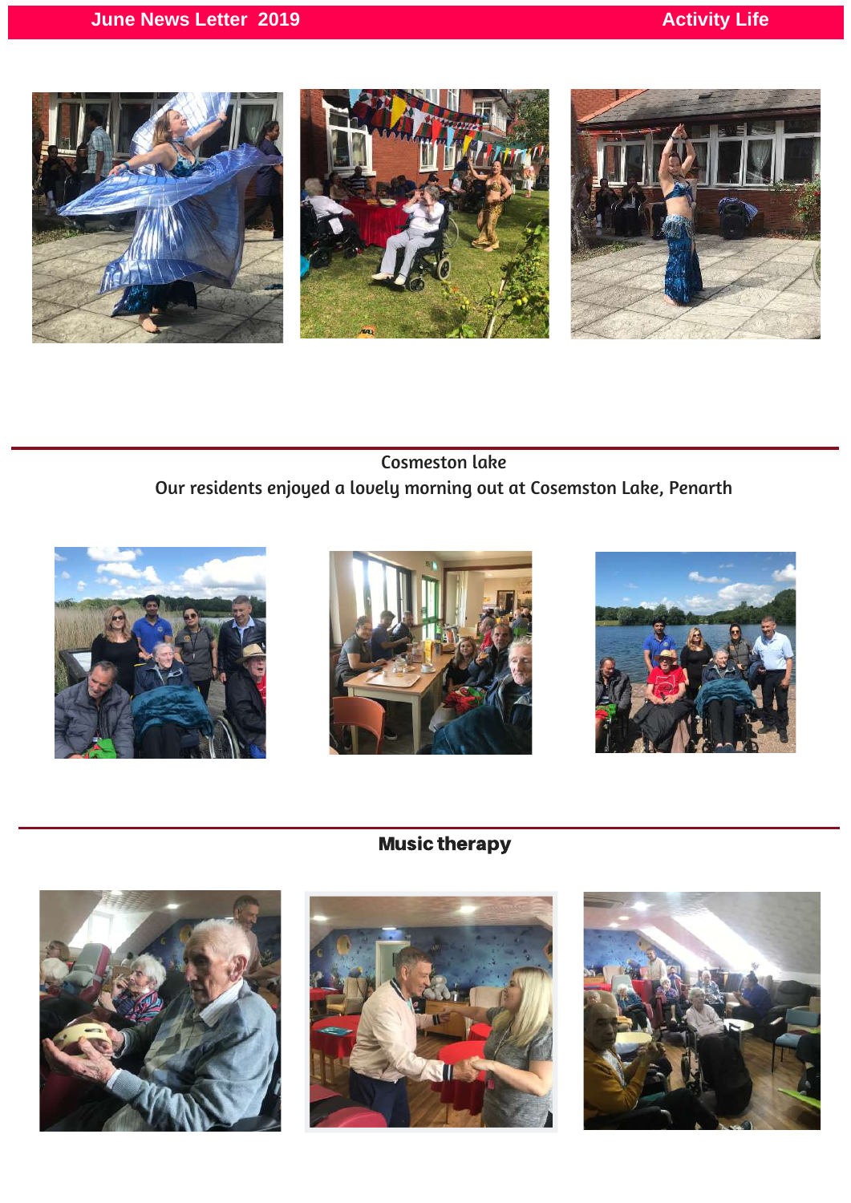## Cosmeston lake

Our residents enjoyed a lovely morning out at Cosemston Lake, Penarth

## Music therapy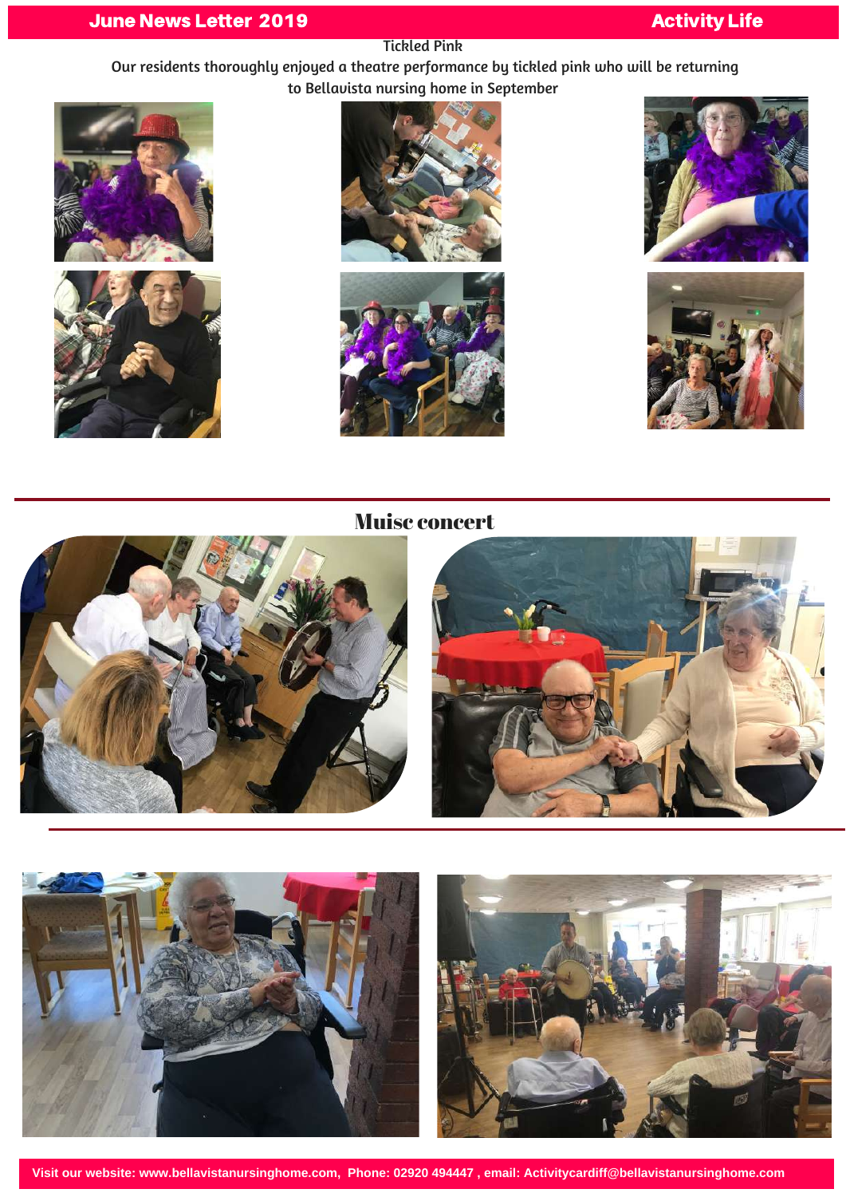June News Letter 2019 | Activity Life

## Tickled Pink

Our residents thoroughly enjoyed a theatre performance by tickled pink who will be returning to Bellavista nursing home in September

## Muisc concert

Visit our website: www.bellavistanursinghome.com, Phone: 02920 494447 , email: Activitycardiff@bellavistanursinghome.com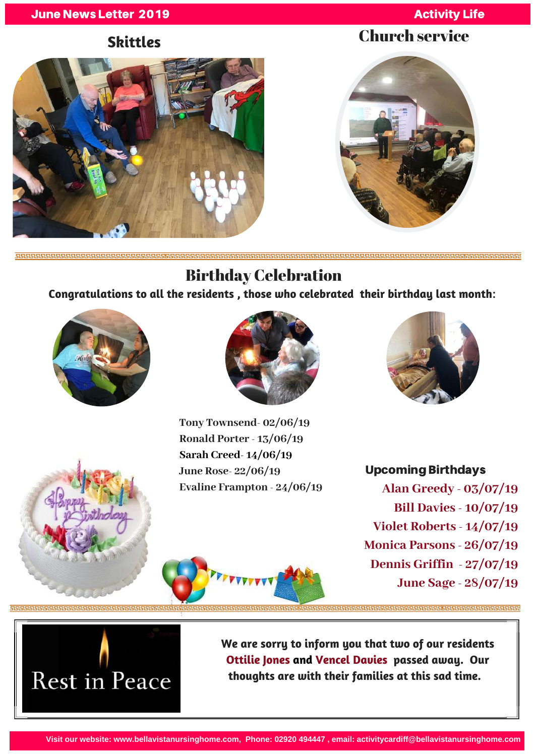## Skittles

## Church service

## Birthday Celebration

**Congratulations to all the residents , those who celebrated their birthday last month:**

Tony Townsend- 02/06/19
Ronald Porter - 13/06/19
Sarah Creed- 14/06/19
June Rose- 22/06/19
Evaline Frampton - 24/06/19

### Upcoming Birthdays

Alan Greedy - 03/07/19
Bill Davies - 10/07/19
Violet Roberts - 14/07/19
Monica Parsons - 26/07/19
Dennis Griffin - 27/07/19
June Sage - 28/07/19

Rest in Peace

**We are sorry to inform you that two of our residents Ottilie Jones and Vencel Davies passed away. Our thoughts are with their families at this sad time.**

Visit our website: www.bellavistanursinghome.com, Phone: 02920 494447 , email: activitycardiff@bellavistanursinghome.com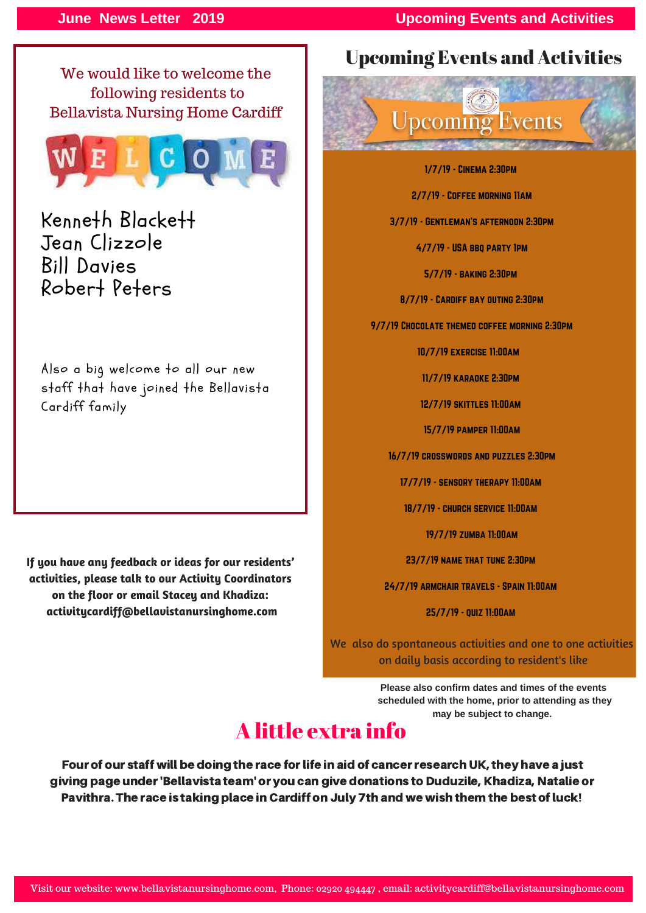We would like to welcome the following residents to Bellavista Nursing Home Cardiff

WELCOME

Kenneth Blackett
Jean Clizzole
Bill Davies
Robert Peters

Also a big welcome to all our new staff that have joined the Bellavista Cardiff family

**If you have any feedback or ideas for our residents' activities, please talk to our Activity Coordinators on the floor or email Stacey and Khadiza: activitycardiff@bellavistanursinghome.com**

## Upcoming Events and Activities

### Upcoming Events

1/7/19 - CINEMA 2:30PM

2/7/19 - COFFEE MORNING 11AM

3/7/19 - GENTLEMAN'S AFTERNOON 2:30PM

4/7/19 - USA BBQ PARTY 1PM

5/7/19 - BAKING 2:30PM

8/7/19 - CARDIFF BAY OUTING 2:30PM

9/7/19 CHOCOLATE THEMED COFFEE MORNING 2:30PM

10/7/19 EXERCISE 11:00AM

11/7/19 KARAOKE 2:30PM

12/7/19 SKITTLES 11:00AM

15/7/19 PAMPER 11:00AM

16/7/19 CROSSWORDS AND PUZZLES 2:30PM

17/7/19 - SENSORY THERAPY 11:00AM

18/7/19 - CHURCH SERVICE 11:00AM

19/7/19 ZUMBA 11:00AM

23/7/19 NAME THAT TUNE 2:30PM

24/7/19 ARMCHAIR TRAVELS - SPAIN 11:00AM

25/7/19 - QUIZ 11:00AM

We also do spontaneous activities and one to one activities on daily basis according to resident's like

**Please also confirm dates and times of the events scheduled with the home, prior to attending as they may be subject to change.**

## A little extra info

**Four of our staff will be doing the race for life in aid of cancer research UK, they have a just giving page under 'Bellavista team' or you can give donations to Duduzile, Khadiza, Natalie or Pavithra. The race is taking place in Cardiff on July 7th and we wish them the best of luck!**

Visit our website: www.bellavistanursinghome.com, Phone: 02920 494447 , email: activitycardiff@bellavistanursinghome.com